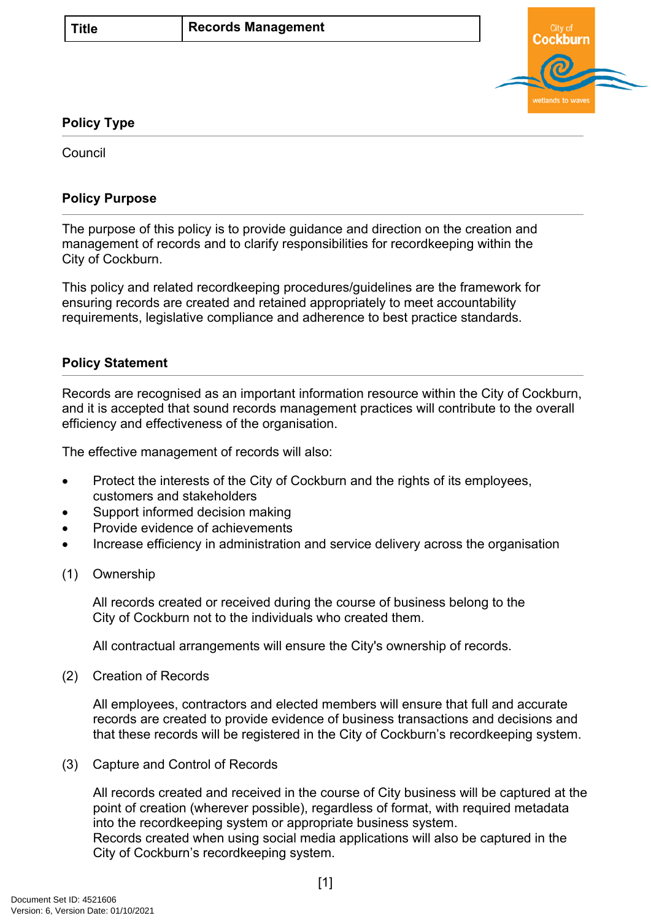| Title | Records Management |
|---|---|

## Policy Type

Council

## Policy Purpose

The purpose of this policy is to provide guidance and direction on the creation and management of records and to clarify responsibilities for recordkeeping within the City of Cockburn.

This policy and related recordkeeping procedures/guidelines are the framework for ensuring records are created and retained appropriately to meet accountability requirements, legislative compliance and adherence to best practice standards.

## Policy Statement

Records are recognised as an important information resource within the City of Cockburn, and it is accepted that sound records management practices will contribute to the overall efficiency and effectiveness of the organisation.

The effective management of records will also:

- Protect the interests of the City of Cockburn and the rights of its employees, customers and stakeholders
- Support informed decision making
- Provide evidence of achievements
- Increase efficiency in administration and service delivery across the organisation

(1) Ownership

All records created or received during the course of business belong to the City of Cockburn not to the individuals who created them.

All contractual arrangements will ensure the City's ownership of records.

(2) Creation of Records

All employees, contractors and elected members will ensure that full and accurate records are created to provide evidence of business transactions and decisions and that these records will be registered in the City of Cockburn's recordkeeping system.

(3) Capture and Control of Records

All records created and received in the course of City business will be captured at the point of creation (wherever possible), regardless of format, with required metadata into the recordkeeping system or appropriate business system.
Records created when using social media applications will also be captured in the City of Cockburn's recordkeeping system.

Document Set ID: 4521606
Version: 6, Version Date: 01/10/2021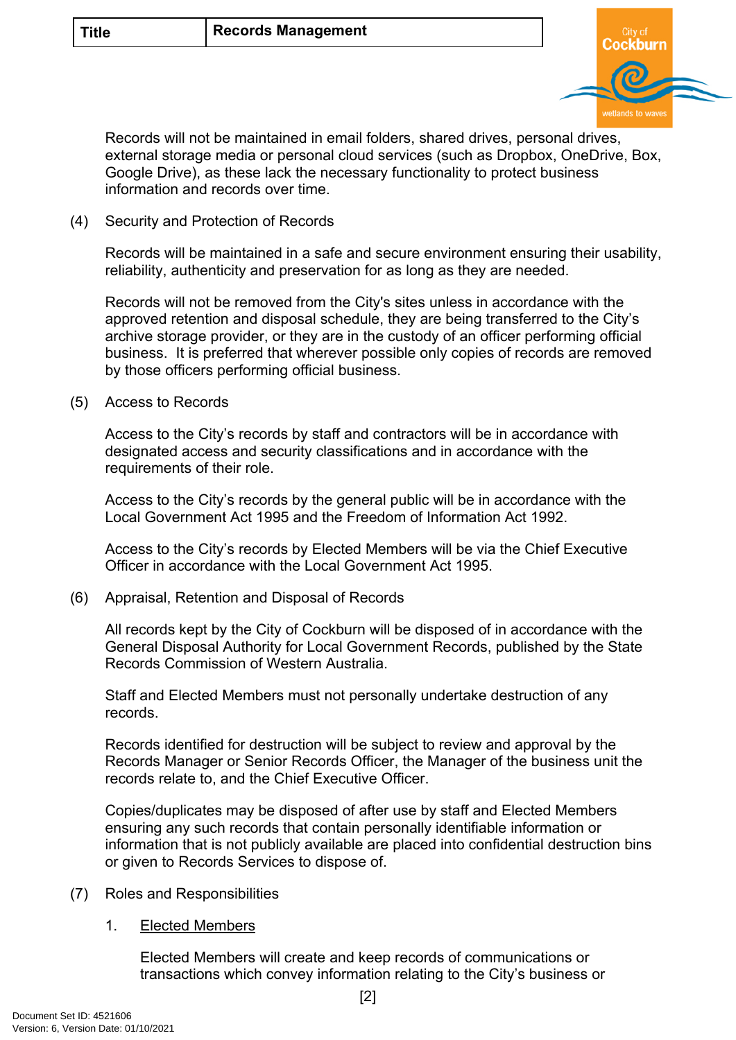Records will not be maintained in email folders, shared drives, personal drives, external storage media or personal cloud services (such as Dropbox, OneDrive, Box, Google Drive), as these lack the necessary functionality to protect business information and records over time.

(4) Security and Protection of Records

Records will be maintained in a safe and secure environment ensuring their usability, reliability, authenticity and preservation for as long as they are needed.

Records will not be removed from the City's sites unless in accordance with the approved retention and disposal schedule, they are being transferred to the City's archive storage provider, or they are in the custody of an officer performing official business. It is preferred that wherever possible only copies of records are removed by those officers performing official business.

(5) Access to Records

Access to the City's records by staff and contractors will be in accordance with designated access and security classifications and in accordance with the requirements of their role.

Access to the City's records by the general public will be in accordance with the Local Government Act 1995 and the Freedom of Information Act 1992.

Access to the City's records by Elected Members will be via the Chief Executive Officer in accordance with the Local Government Act 1995.

(6) Appraisal, Retention and Disposal of Records

All records kept by the City of Cockburn will be disposed of in accordance with the General Disposal Authority for Local Government Records, published by the State Records Commission of Western Australia.

Staff and Elected Members must not personally undertake destruction of any records.

Records identified for destruction will be subject to review and approval by the Records Manager or Senior Records Officer, the Manager of the business unit the records relate to, and the Chief Executive Officer.

Copies/duplicates may be disposed of after use by staff and Elected Members ensuring any such records that contain personally identifiable information or information that is not publicly available are placed into confidential destruction bins or given to Records Services to dispose of.

(7) Roles and Responsibilities

1. Elected Members

Elected Members will create and keep records of communications or transactions which convey information relating to the City's business or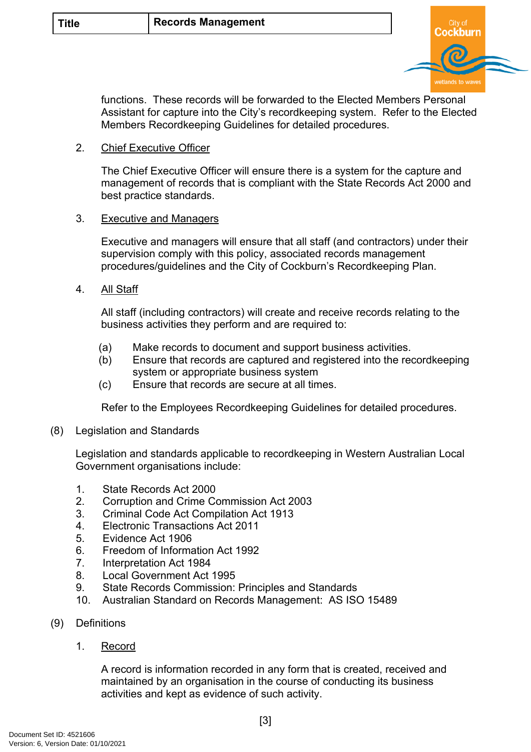functions. These records will be forwarded to the Elected Members Personal Assistant for capture into the City's recordkeeping system. Refer to the Elected Members Recordkeeping Guidelines for detailed procedures.

2. Chief Executive Officer

   The Chief Executive Officer will ensure there is a system for the capture and management of records that is compliant with the State Records Act 2000 and best practice standards.

3. Executive and Managers

   Executive and managers will ensure that all staff (and contractors) under their supervision comply with this policy, associated records management procedures/guidelines and the City of Cockburn's Recordkeeping Plan.

4. All Staff

   All staff (including contractors) will create and receive records relating to the business activities they perform and are required to:

   (a) Make records to document and support business activities.
   (b) Ensure that records are captured and registered into the recordkeeping system or appropriate business system
   (c) Ensure that records are secure at all times.

   Refer to the Employees Recordkeeping Guidelines for detailed procedures.

(8) Legislation and Standards

Legislation and standards applicable to recordkeeping in Western Australian Local Government organisations include:

1. State Records Act 2000
2. Corruption and Crime Commission Act 2003
3. Criminal Code Act Compilation Act 1913
4. Electronic Transactions Act 2011
5. Evidence Act 1906
6. Freedom of Information Act 1992
7. Interpretation Act 1984
8. Local Government Act 1995
9. State Records Commission: Principles and Standards
10. Australian Standard on Records Management: AS ISO 15489

(9) Definitions

1. Record

   A record is information recorded in any form that is created, received and maintained by an organisation in the course of conducting its business activities and kept as evidence of such activity.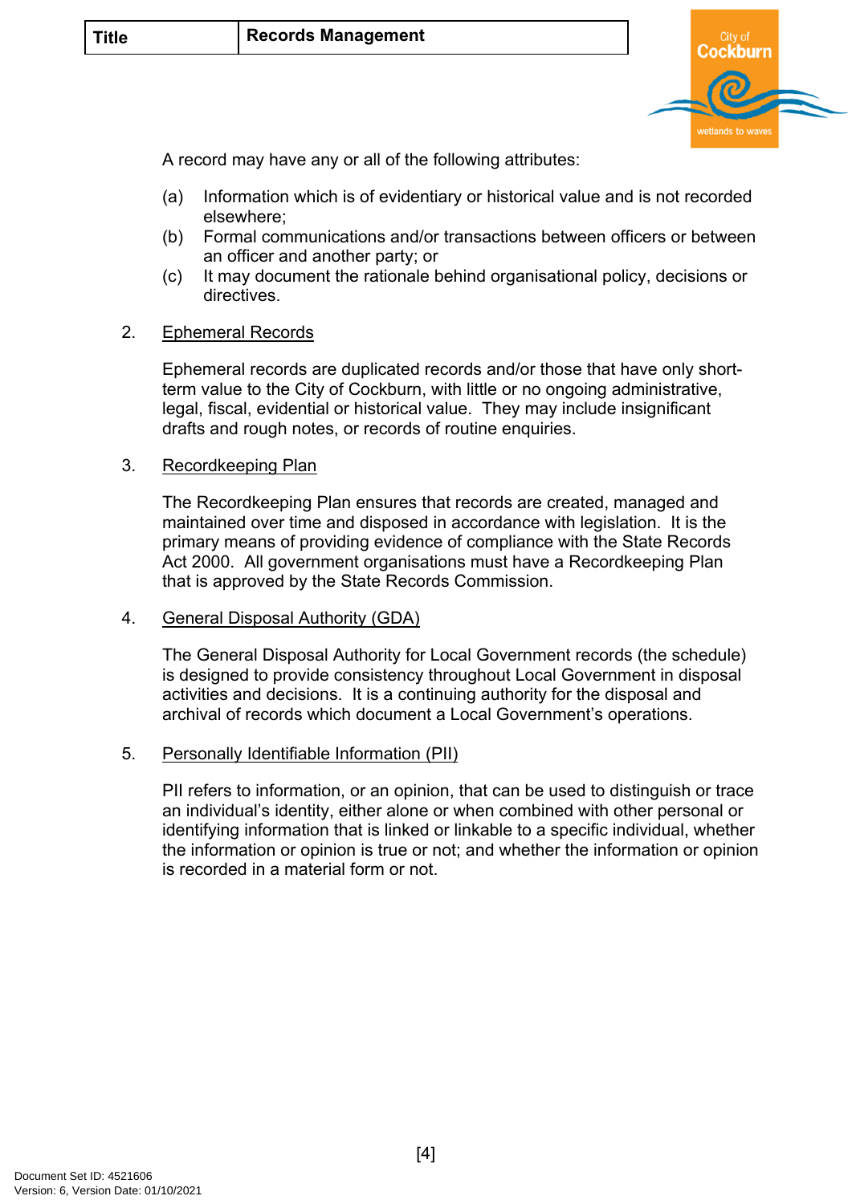A record may have any or all of the following attributes:

(a) Information which is of evidentiary or historical value and is not recorded elsewhere;
(b) Formal communications and/or transactions between officers or between an officer and another party; or
(c) It may document the rationale behind organisational policy, decisions or directives.

2. Ephemeral Records

Ephemeral records are duplicated records and/or those that have only short-term value to the City of Cockburn, with little or no ongoing administrative, legal, fiscal, evidential or historical value. They may include insignificant drafts and rough notes, or records of routine enquiries.

3. Recordkeeping Plan

The Recordkeeping Plan ensures that records are created, managed and maintained over time and disposed in accordance with legislation. It is the primary means of providing evidence of compliance with the State Records Act 2000. All government organisations must have a Recordkeeping Plan that is approved by the State Records Commission.

4. General Disposal Authority (GDA)

The General Disposal Authority for Local Government records (the schedule) is designed to provide consistency throughout Local Government in disposal activities and decisions. It is a continuing authority for the disposal and archival of records which document a Local Government's operations.

5. Personally Identifiable Information (PII)

PII refers to information, or an opinion, that can be used to distinguish or trace an individual's identity, either alone or when combined with other personal or identifying information that is linked or linkable to a specific individual, whether the information or opinion is true or not; and whether the information or opinion is recorded in a material form or not.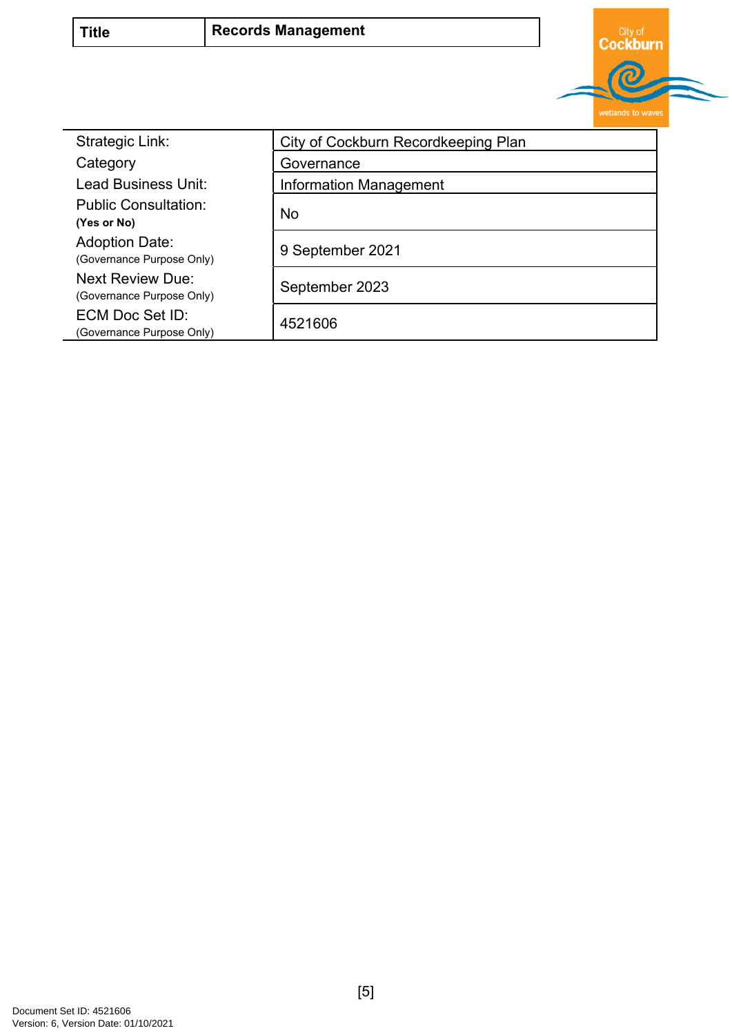| Title | Records Management |
|---|---|

| | |
|---|---|
| Strategic Link: | City of Cockburn Recordkeeping Plan |
| Category | Governance |
| Lead Business Unit: | Information Management |
| Public Consultation: **(Yes or No)** | No |
| Adoption Date: (Governance Purpose Only) | 9 September 2021 |
| Next Review Due: (Governance Purpose Only) | September 2023 |
| ECM Doc Set ID: (Governance Purpose Only) | 4521606 |

Document Set ID: 4521606
Version: 6, Version Date: 01/10/2021